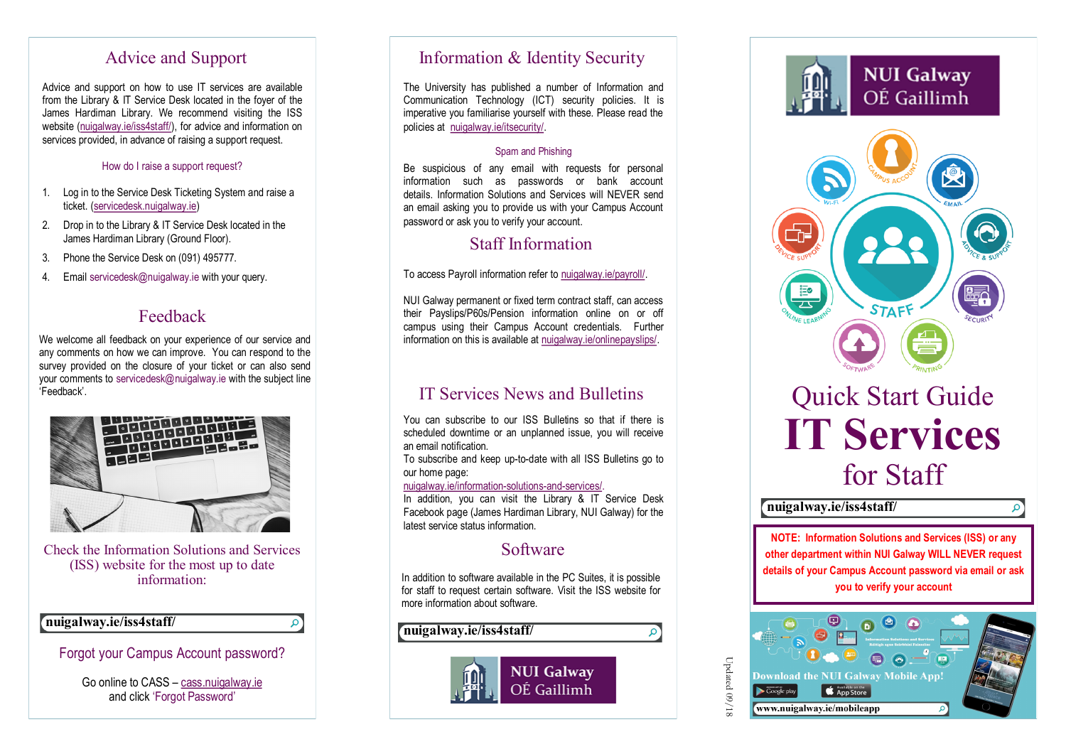## Advice and Support

Advice and support on how to use IT services are available from the Library & IT Service Desk located in the foyer of the James Hardiman Library. We recommend visiting the ISS website (nuigalway.ie/iss4staff/), for advice and information on services provided, in advance of raising a support request.

### How do I raise a support request?

1. Log in to the Service Desk Ticketing System and raise a ticket. (servicedesk.nuigalway.ie)
2. Drop in to the Library & IT Service Desk located in the James Hardiman Library (Ground Floor).
3. Phone the Service Desk on (091) 495777.
4. Email servicedesk@nuigalway.ie with your query.

## Feedback

We welcome all feedback on your experience of our service and any comments on how we can improve. You can respond to the survey provided on the closure of your ticket or can also send your comments to servicedesk@nuigalway.ie with the subject line 'Feedback'.

Check the Information Solutions and Services (ISS) website for the most up to date information:

**nuigalway.ie/iss4staff/**

### Forgot your Campus Account password?

Go online to CASS – cass.nuigalway.ie and click 'Forgot Password'

## Information & Identity Security

The University has published a number of Information and Communication Technology (ICT) security policies. It is imperative you familiarise yourself with these. Please read the policies at nuigalway.ie/itsecurity/.

### Spam and Phishing

Be suspicious of any email with requests for personal information such as passwords or bank account details. Information Solutions and Services will NEVER send an email asking you to provide us with your Campus Account password or ask you to verify your account.

## Staff Information

To access Payroll information refer to nuigalway.ie/payroll/.

NUI Galway permanent or fixed term contract staff, can access their Payslips/P60s/Pension information online on or off campus using their Campus Account credentials. Further information on this is available at nuigalway.ie/onlinepayslips/.

## IT Services News and Bulletins

You can subscribe to our ISS Bulletins so that if there is scheduled downtime or an unplanned issue, you will receive an email notification.
To subscribe and keep up-to-date with all ISS Bulletins go to our home page:
nuigalway.ie/information-solutions-and-services/.
In addition, you can visit the Library & IT Service Desk Facebook page (James Hardiman Library, NUI Galway) for the latest service status information.

## Software

In addition to software available in the PC Suites, it is possible for staff to request certain software. Visit the ISS website for more information about software.

**nuigalway.ie/iss4staff/**

NUI Galway
OÉ Gaillimh

Updated 09/18

NUI Galway
OÉ Gaillimh

# Quick Start Guide
# IT Services
# for Staff

**nuigalway.ie/iss4staff/**

**NOTE: Information Solutions and Services (ISS) or any other department within NUI Galway WILL NEVER request details of your Campus Account password via email or ask you to verify your account**

**Download the NUI Galway Mobile App!**

**www.nuigalway.ie/mobileapp**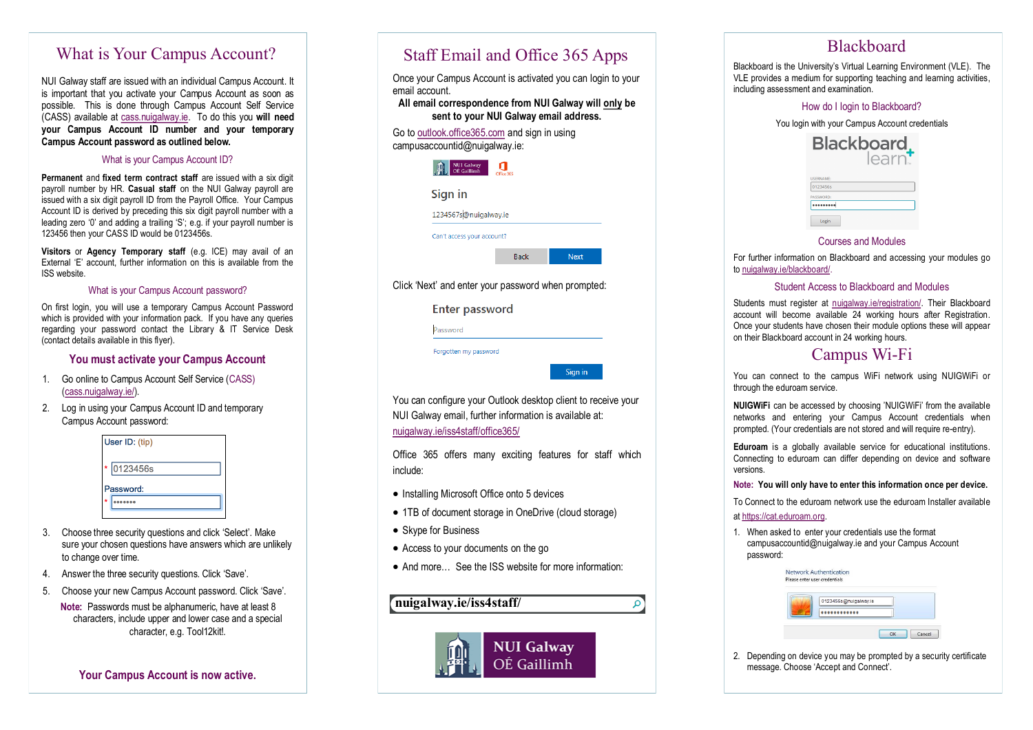# What is Your Campus Account?

NUI Galway staff are issued with an individual Campus Account. It is important that you activate your Campus Account as soon as possible. This is done through Campus Account Self Service (CASS) available at cass.nuigalway.ie. To do this you **will need your Campus Account ID number and your temporary Campus Account password as outlined below.**

## What is your Campus Account ID?

**Permanent** and **fixed term contract staff** are issued with a six digit payroll number by HR. **Casual staff** on the NUI Galway payroll are issued with a six digit payroll ID from the Payroll Office. Your Campus Account ID is derived by preceding this six digit payroll number with a leading zero '0' and adding a trailing 'S'; e.g. if your payroll number is 123456 then your CASS ID would be 0123456s.

**Visitors** or **Agency Temporary staff** (e.g. ICE) may avail of an External 'E' account, further information on this is available from the ISS website.

## What is your Campus Account password?

On first login, you will use a temporary Campus Account Password which is provided with your information pack. If you have any queries regarding your password contact the Library & IT Service Desk (contact details available in this flyer).

## You must activate your Campus Account

1. Go online to Campus Account Self Service (CASS) (cass.nuigalway.ie/).
2. Log in using your Campus Account ID and temporary Campus Account password:

   User ID: (tip)
   * 0123456s
   Password:
   * •••••••

3. Choose three security questions and click 'Select'. Make sure your chosen questions have answers which are unlikely to change over time.
4. Answer the three security questions. Click 'Save'.
5. Choose your new Campus Account password. Click 'Save'.

**Note:** Passwords must be alphanumeric, have at least 8 characters, include upper and lower case and a special character, e.g. Tool12kit!.

**Your Campus Account is now active.**

# Staff Email and Office 365 Apps

Once your Campus Account is activated you can login to your email account.

**All email correspondence from NUI Galway will only be sent to your NUI Galway email address.**

Go to outlook.office365.com and sign in using campusaccountid@nuigalway.ie:

NUI Galway OÉ Gaillimh Office365

Sign in

1234567s@nuigalway.ie

Can't access your account?

Back Next

Click 'Next' and enter your password when prompted:

Enter password

Password

Forgotten my password

Sign in

You can configure your Outlook desktop client to receive your NUI Galway email, further information is available at: nuigalway.ie/iss4staff/office365/

Office 365 offers many exciting features for staff which include:

- Installing Microsoft Office onto 5 devices
- 1TB of document storage in OneDrive (cloud storage)
- Skype for Business
- Access to your documents on the go
- And more… See the ISS website for more information:

**nuigalway.ie/iss4staff/**

NUI Galway OÉ Gaillimh

# Blackboard

Blackboard is the University's Virtual Learning Environment (VLE). The VLE provides a medium for supporting teaching and learning activities, including assessment and examination.

## How do I login to Blackboard?

You login with your Campus Account credentials

Blackboard learn

USERNAME: 0123456s
PASSWORD: •••••••••
Login

## Courses and Modules

For further information on Blackboard and accessing your modules go to nuigalway.ie/blackboard/.

## Student Access to Blackboard and Modules

Students must register at nuigalway.ie/registration/. Their Blackboard account will become available 24 working hours after Registration. Once your students have chosen their module options these will appear on their Blackboard account in 24 working hours.

# Campus Wi-Fi

You can connect to the campus WiFi network using NUIGWiFi or through the eduroam service.

**NUIGWiFi** can be accessed by choosing 'NUIGWiFi' from the available networks and entering your Campus Account credentials when prompted. (Your credentials are not stored and will require re-entry).

**Eduroam** is a globally available service for educational institutions. Connecting to eduroam can differ depending on device and software versions.

**Note: You will only have to enter this information once per device.**

To Connect to the eduroam network use the eduroam Installer available at https://cat.eduroam.org.

1. When asked to enter your credentials use the format campusaccountid@nuigalway.ie and your Campus Account password:

   Network Authentication
   Please enter user credentials
   0123456s@nuigalway.ie
   ••••••••••••
   OK Cancel

2. Depending on device you may be prompted by a security certificate message. Choose 'Accept and Connect'.